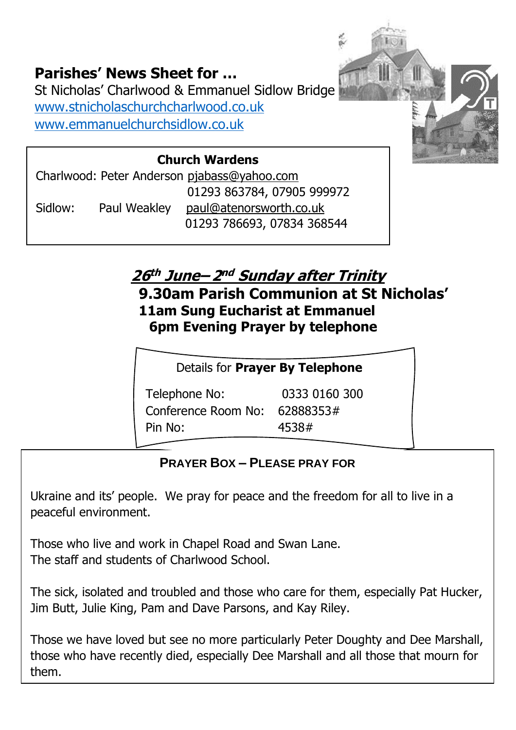# Parishes' News Sheet for …

St Nicholas' Charlwood & Emmanuel Sidlow Bridge
www.stnicholaschurchcharlwood.co.uk
www.emmanuelchurchsidlow.co.uk

**Church Wardens**

Charlwood: Peter Anderson pjabass@yahoo.com
01293 863784, 07905 999972

Sidlow: Paul Weakley paul@atenorsworth.co.uk
01293 786693, 07834 368544

## *26th June– 2nd Sunday after Trinity*

**9.30am Parish Communion at St Nicholas'**
**11am Sung Eucharist at Emmanuel**
**6pm Evening Prayer by telephone**

Details for **Prayer By Telephone**

| | |
|---|---|
| Telephone No: | 0333 0160 300 |
| Conference Room No: | 62888353# |
| Pin No: | 4538# |

**PRAYER BOX – PLEASE PRAY FOR**

Ukraine and its' people. We pray for peace and the freedom for all to live in a peaceful environment.

Those who live and work in Chapel Road and Swan Lane.
The staff and students of Charlwood School.

The sick, isolated and troubled and those who care for them, especially Pat Hucker, Jim Butt, Julie King, Pam and Dave Parsons, and Kay Riley.

Those we have loved but see no more particularly Peter Doughty and Dee Marshall, those who have recently died, especially Dee Marshall and all those that mourn for them.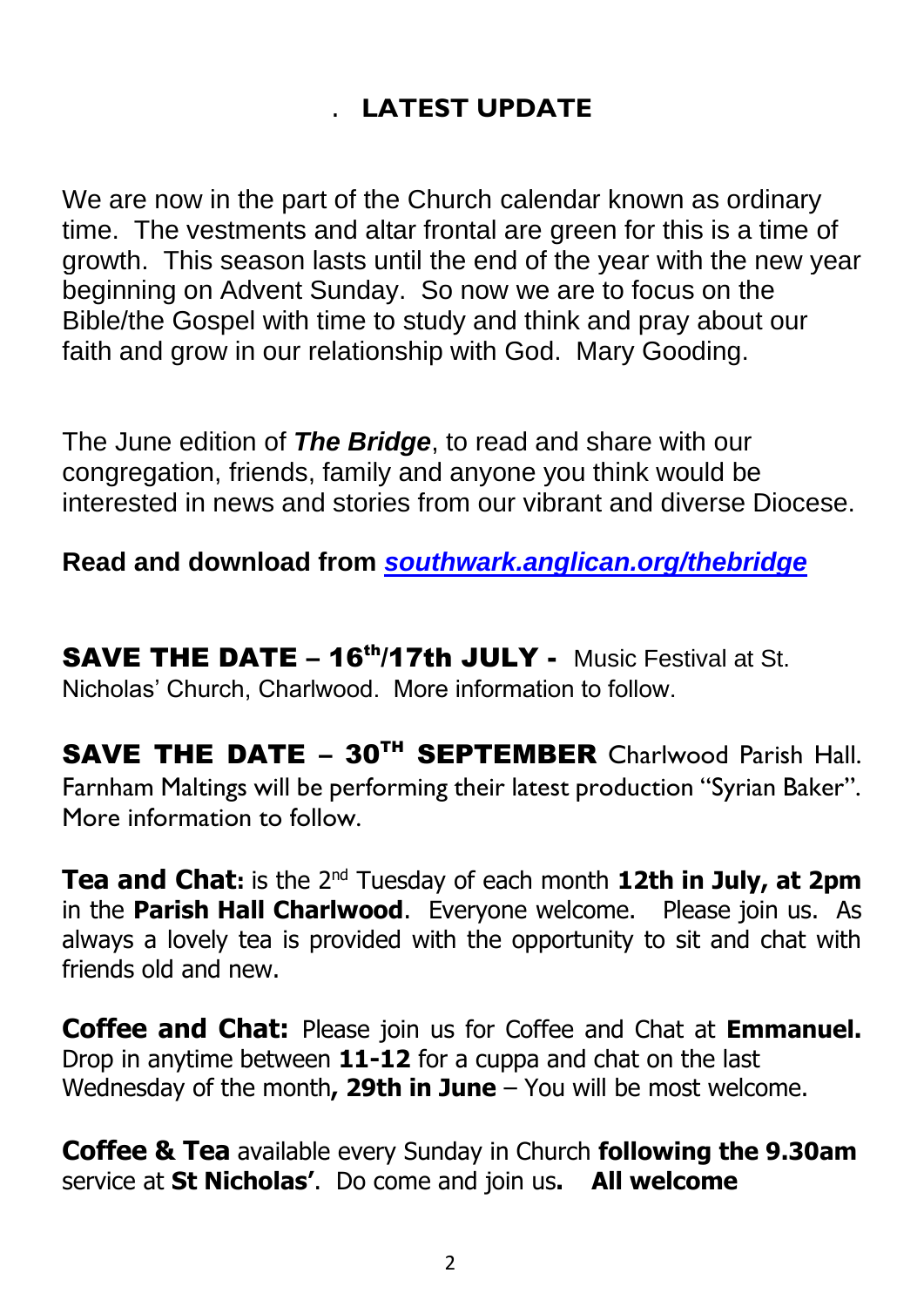## LATEST UPDATE

We are now in the part of the Church calendar known as ordinary time. The vestments and altar frontal are green for this is a time of growth. This season lasts until the end of the year with the new year beginning on Advent Sunday. So now we are to focus on the Bible/the Gospel with time to study and think and pray about our faith and grow in our relationship with God. Mary Gooding.

The June edition of ***The Bridge***, to read and share with our congregation, friends, family and anyone you think would be interested in news and stories from our vibrant and diverse Diocese.

**Read and download from *southwark.anglican.org/thebridge***

**SAVE THE DATE – 16th/17th JULY -** Music Festival at St. Nicholas' Church, Charlwood. More information to follow.

**SAVE THE DATE – 30TH SEPTEMBER** Charlwood Parish Hall. Farnham Maltings will be performing their latest production "Syrian Baker". More information to follow.

**Tea and Chat:** is the 2nd Tuesday of each month **12th in July, at 2pm** in the **Parish Hall Charlwood**. Everyone welcome. Please join us. As always a lovely tea is provided with the opportunity to sit and chat with friends old and new.

**Coffee and Chat:** Please join us for Coffee and Chat at **Emmanuel.** Drop in anytime between **11-12** for a cuppa and chat on the last Wednesday of the month**, 29th in June** – You will be most welcome.

**Coffee & Tea** available every Sunday in Church **following the 9.30am** service at **St Nicholas'**. Do come and join us**. All welcome**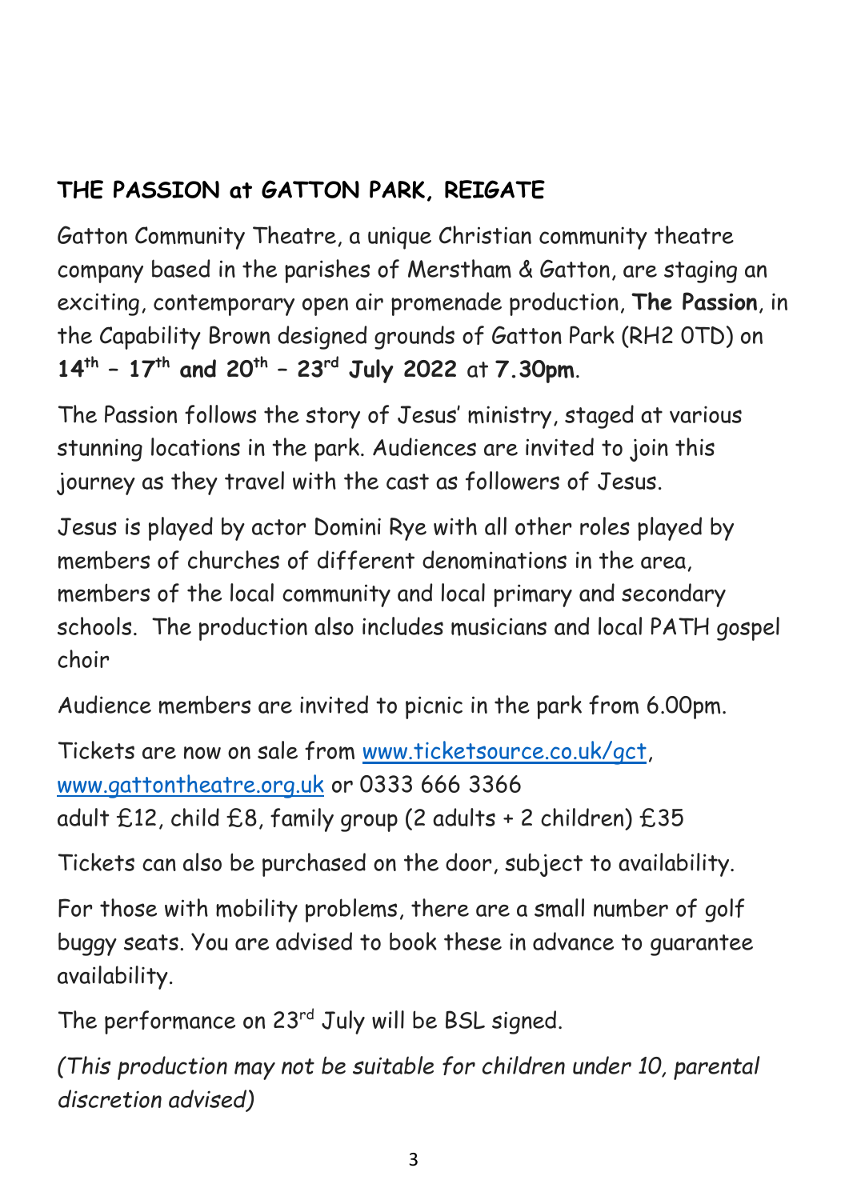## THE PASSION at GATTON PARK, REIGATE

Gatton Community Theatre, a unique Christian community theatre company based in the parishes of Merstham & Gatton, are staging an exciting, contemporary open air promenade production, **The Passion**, in the Capability Brown designed grounds of Gatton Park (RH2 0TD) on **14th – 17th and 20th – 23rd July 2022** at **7.30pm**.

The Passion follows the story of Jesus' ministry, staged at various stunning locations in the park. Audiences are invited to join this journey as they travel with the cast as followers of Jesus.

Jesus is played by actor Domini Rye with all other roles played by members of churches of different denominations in the area, members of the local community and local primary and secondary schools. The production also includes musicians and local PATH gospel choir

Audience members are invited to picnic in the park from 6.00pm.

Tickets are now on sale from www.ticketsource.co.uk/gct, www.gattontheatre.org.uk or 0333 666 3366
adult £12, child £8, family group (2 adults + 2 children) £35

Tickets can also be purchased on the door, subject to availability.

For those with mobility problems, there are a small number of golf buggy seats. You are advised to book these in advance to guarantee availability.

The performance on 23rd July will be BSL signed.

*(This production may not be suitable for children under 10, parental discretion advised)*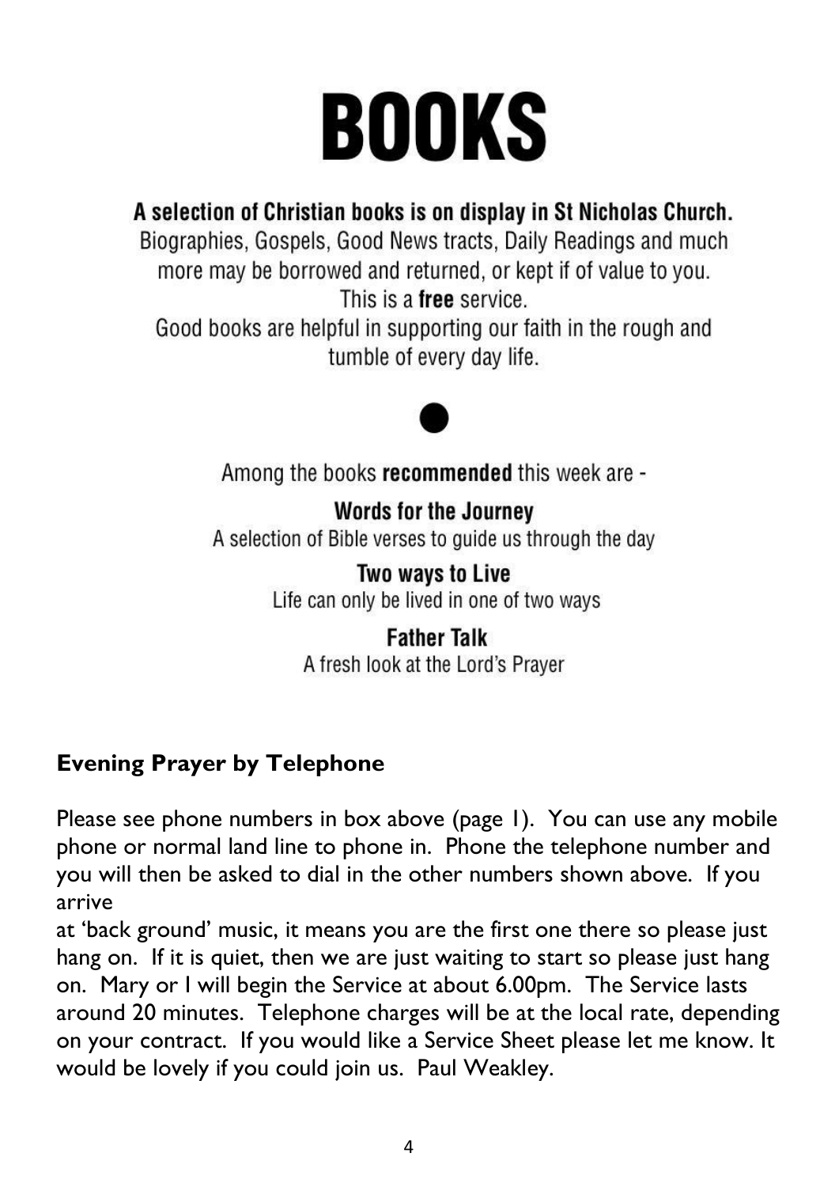# BOOKS

**A selection of Christian books is on display in St Nicholas Church.**

Biographies, Gospels, Good News tracts, Daily Readings and much more may be borrowed and returned, or kept if of value to you.

This is a **free** service.

Good books are helpful in supporting our faith in the rough and tumble of every day life.

●

Among the books **recommended** this week are -

**Words for the Journey**
A selection of Bible verses to guide us through the day

**Two ways to Live**
Life can only be lived in one of two ways

**Father Talk**
A fresh look at the Lord's Prayer

## Evening Prayer by Telephone

Please see phone numbers in box above (page 1). You can use any mobile phone or normal land line to phone in. Phone the telephone number and you will then be asked to dial in the other numbers shown above. If you arrive
at 'back ground' music, it means you are the first one there so please just hang on. If it is quiet, then we are just waiting to start so please just hang on. Mary or I will begin the Service at about 6.00pm. The Service lasts around 20 minutes. Telephone charges will be at the local rate, depending on your contract. If you would like a Service Sheet please let me know. It would be lovely if you could join us. Paul Weakley.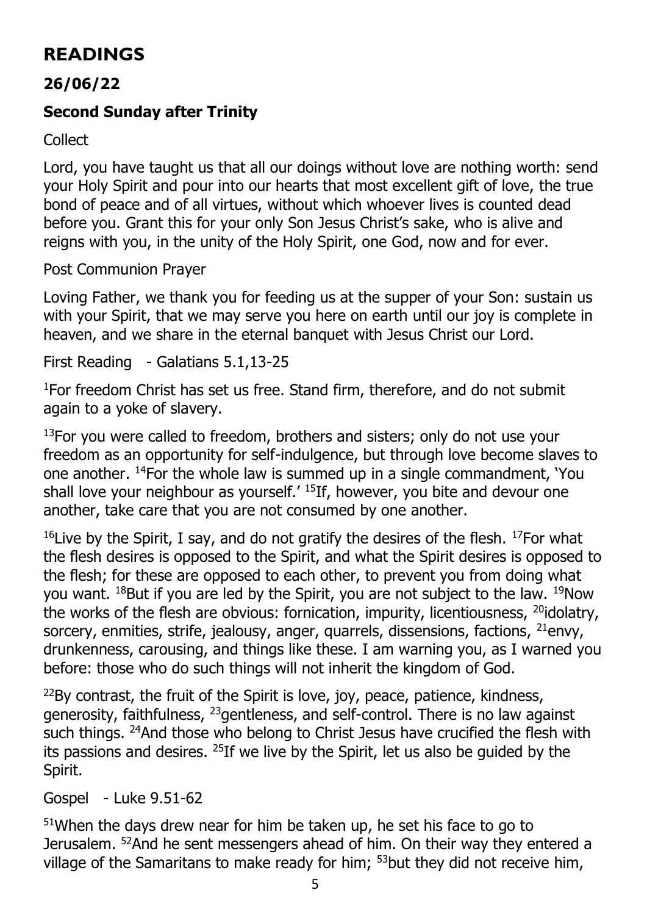# READINGS

## 26/06/22

### Second Sunday after Trinity

Collect

Lord, you have taught us that all our doings without love are nothing worth: send your Holy Spirit and pour into our hearts that most excellent gift of love, the true bond of peace and of all virtues, without which whoever lives is counted dead before you. Grant this for your only Son Jesus Christ's sake, who is alive and reigns with you, in the unity of the Holy Spirit, one God, now and for ever.

Post Communion Prayer

Loving Father, we thank you for feeding us at the supper of your Son: sustain us with your Spirit, that we may serve you here on earth until our joy is complete in heaven, and we share in the eternal banquet with Jesus Christ our Lord.

First Reading - Galatians 5.1,13-25

[1]For freedom Christ has set us free. Stand firm, therefore, and do not submit again to a yoke of slavery.

[13]For you were called to freedom, brothers and sisters; only do not use your freedom as an opportunity for self-indulgence, but through love become slaves to one another. [14]For the whole law is summed up in a single commandment, 'You shall love your neighbour as yourself.' [15]If, however, you bite and devour one another, take care that you are not consumed by one another.

[16]Live by the Spirit, I say, and do not gratify the desires of the flesh. [17]For what the flesh desires is opposed to the Spirit, and what the Spirit desires is opposed to the flesh; for these are opposed to each other, to prevent you from doing what you want. [18]But if you are led by the Spirit, you are not subject to the law. [19]Now the works of the flesh are obvious: fornication, impurity, licentiousness, [20]idolatry, sorcery, enmities, strife, jealousy, anger, quarrels, dissensions, factions, [21]envy, drunkenness, carousing, and things like these. I am warning you, as I warned you before: those who do such things will not inherit the kingdom of God.

[22]By contrast, the fruit of the Spirit is love, joy, peace, patience, kindness, generosity, faithfulness, [23]gentleness, and self-control. There is no law against such things. [24]And those who belong to Christ Jesus have crucified the flesh with its passions and desires. [25]If we live by the Spirit, let us also be guided by the Spirit.

Gospel - Luke 9.51-62

[51]When the days drew near for him be taken up, he set his face to go to Jerusalem. [52]And he sent messengers ahead of him. On their way they entered a village of the Samaritans to make ready for him; [53]but they did not receive him,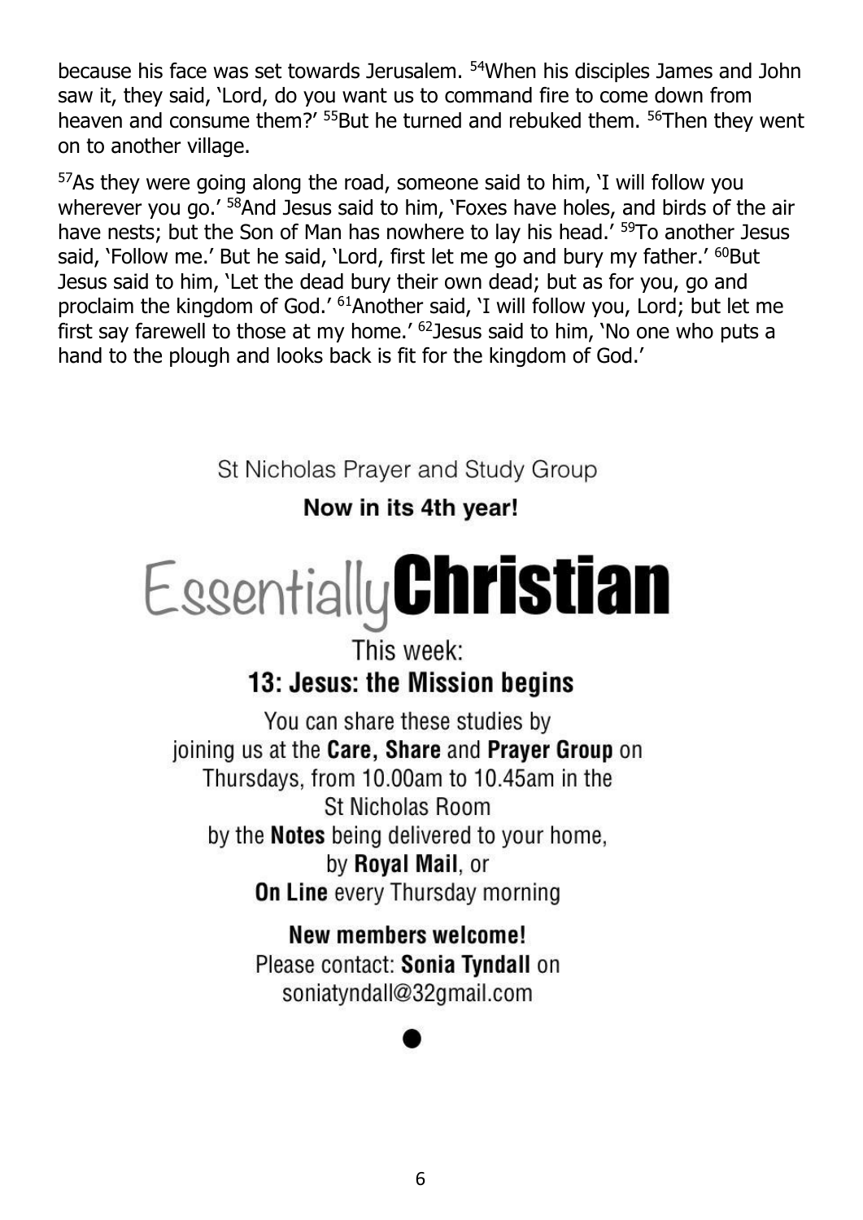because his face was set towards Jerusalem. [54]When his disciples James and John saw it, they said, 'Lord, do you want us to command fire to come down from heaven and consume them?' [55]But he turned and rebuked them. [56]Then they went on to another village.

[57]As they were going along the road, someone said to him, 'I will follow you wherever you go.' [58]And Jesus said to him, 'Foxes have holes, and birds of the air have nests; but the Son of Man has nowhere to lay his head.' [59]To another Jesus said, 'Follow me.' But he said, 'Lord, first let me go and bury my father.' [60]But Jesus said to him, 'Let the dead bury their own dead; but as for you, go and proclaim the kingdom of God.' [61]Another said, 'I will follow you, Lord; but let me first say farewell to those at my home.' [62]Jesus said to him, 'No one who puts a hand to the plough and looks back is fit for the kingdom of God.'

St Nicholas Prayer and Study Group

**Now in its 4th year!**

# Essentially **Christian**

This week:

## 13: Jesus: the Mission begins

You can share these studies by joining us at the **Care**, **Share** and **Prayer Group** on Thursdays, from 10.00am to 10.45am in the St Nicholas Room

by the **Notes** being delivered to your home, by **Royal Mail**, or

**On Line** every Thursday morning

**New members welcome!**

Please contact: **Sonia Tyndall** on soniatyndall@32gmail.com

●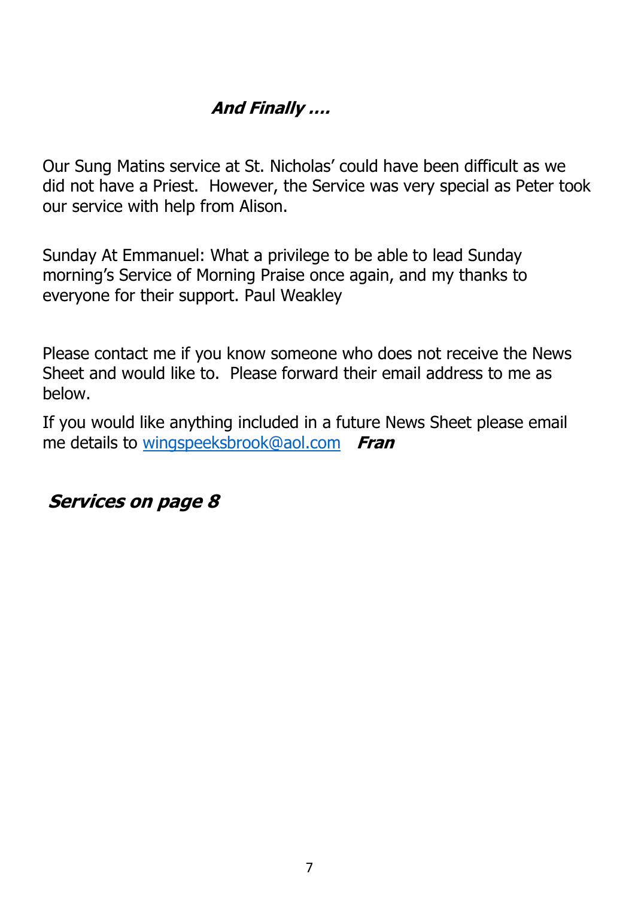## ***And Finally ….***

Our Sung Matins service at St. Nicholas' could have been difficult as we did not have a Priest. However, the Service was very special as Peter took our service with help from Alison.

Sunday At Emmanuel: What a privilege to be able to lead Sunday morning's Service of Morning Praise once again, and my thanks to everyone for their support. Paul Weakley

Please contact me if you know someone who does not receive the News Sheet and would like to. Please forward their email address to me as below.

If you would like anything included in a future News Sheet please email me details to wingspeeksbrook@aol.com ***Fran***

## ***Services on page 8***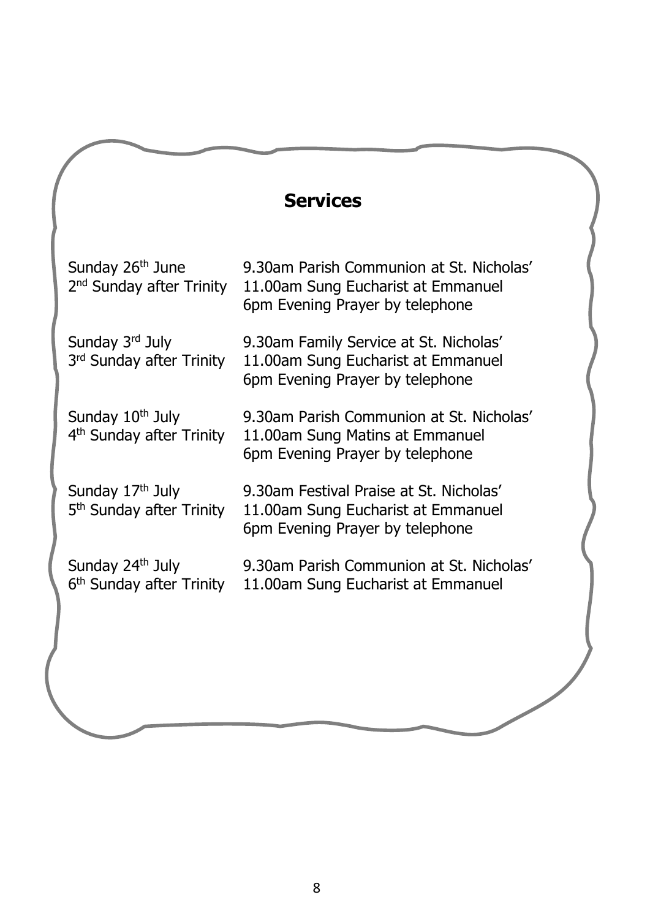## Services

| | |
|---|---|
| Sunday 26th June<br>2nd Sunday after Trinity | 9.30am Parish Communion at St. Nicholas'<br>11.00am Sung Eucharist at Emmanuel<br>6pm Evening Prayer by telephone |
| Sunday 3rd July<br>3rd Sunday after Trinity | 9.30am Family Service at St. Nicholas'<br>11.00am Sung Eucharist at Emmanuel<br>6pm Evening Prayer by telephone |
| Sunday 10th July<br>4th Sunday after Trinity | 9.30am Parish Communion at St. Nicholas'<br>11.00am Sung Matins at Emmanuel<br>6pm Evening Prayer by telephone |
| Sunday 17th July<br>5th Sunday after Trinity | 9.30am Festival Praise at St. Nicholas'<br>11.00am Sung Eucharist at Emmanuel<br>6pm Evening Prayer by telephone |
| Sunday 24th July<br>6th Sunday after Trinity | 9.30am Parish Communion at St. Nicholas'<br>11.00am Sung Eucharist at Emmanuel |